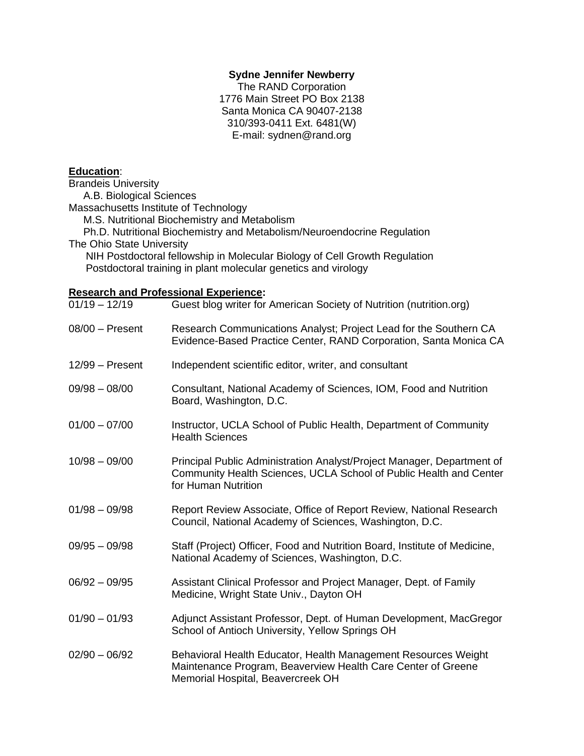**Sydne Jennifer Newberry**

The RAND Corporation
1776 Main Street PO Box 2138
Santa Monica CA 90407-2138
310/393-0411 Ext. 6481(W)
E-mail: sydnen@rand.org

## Education:

Brandeis University
- A.B. Biological Sciences

Massachusetts Institute of Technology
- M.S. Nutritional Biochemistry and Metabolism
- Ph.D. Nutritional Biochemistry and Metabolism/Neuroendocrine Regulation

The Ohio State University
- NIH Postdoctoral fellowship in Molecular Biology of Cell Growth Regulation
- Postdoctoral training in plant molecular genetics and virology

## Research and Professional Experience:

| | |
|---|---|
| 01/19 – 12/19 | Guest blog writer for American Society of Nutrition (nutrition.org) |
| 08/00 – Present | Research Communications Analyst; Project Lead for the Southern CA Evidence-Based Practice Center, RAND Corporation, Santa Monica CA |
| 12/99 – Present | Independent scientific editor, writer, and consultant |
| 09/98 – 08/00 | Consultant, National Academy of Sciences, IOM, Food and Nutrition Board, Washington, D.C. |
| 01/00 – 07/00 | Instructor, UCLA School of Public Health, Department of Community Health Sciences |
| 10/98 – 09/00 | Principal Public Administration Analyst/Project Manager, Department of Community Health Sciences, UCLA School of Public Health and Center for Human Nutrition |
| 01/98 – 09/98 | Report Review Associate, Office of Report Review, National Research Council, National Academy of Sciences, Washington, D.C. |
| 09/95 – 09/98 | Staff (Project) Officer, Food and Nutrition Board, Institute of Medicine, National Academy of Sciences, Washington, D.C. |
| 06/92 – 09/95 | Assistant Clinical Professor and Project Manager, Dept. of Family Medicine, Wright State Univ., Dayton OH |
| 01/90 – 01/93 | Adjunct Assistant Professor, Dept. of Human Development, MacGregor School of Antioch University, Yellow Springs OH |
| 02/90 – 06/92 | Behavioral Health Educator, Health Management Resources Weight Maintenance Program, Beaverview Health Care Center of Greene Memorial Hospital, Beavercreek OH |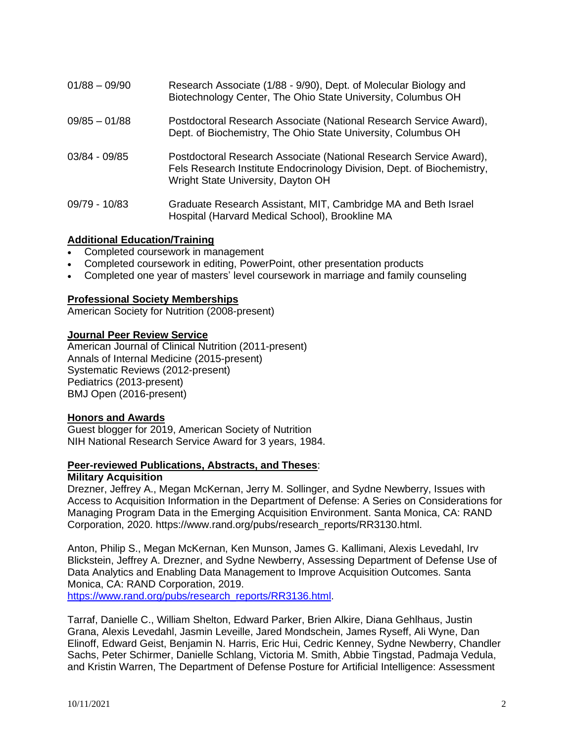| | |
|---|---|
| 01/88 – 09/90 | Research Associate (1/88 - 9/90), Dept. of Molecular Biology and Biotechnology Center, The Ohio State University, Columbus OH |
| 09/85 – 01/88 | Postdoctoral Research Associate (National Research Service Award), Dept. of Biochemistry, The Ohio State University, Columbus OH |
| 03/84 - 09/85 | Postdoctoral Research Associate (National Research Service Award), Fels Research Institute Endocrinology Division, Dept. of Biochemistry, Wright State University, Dayton OH |
| 09/79 - 10/83 | Graduate Research Assistant, MIT, Cambridge MA and Beth Israel Hospital (Harvard Medical School), Brookline MA |

**Additional Education/Training**

- Completed coursework in management
- Completed coursework in editing, PowerPoint, other presentation products
- Completed one year of masters' level coursework in marriage and family counseling

**Professional Society Memberships**

American Society for Nutrition (2008-present)

**Journal Peer Review Service**

American Journal of Clinical Nutrition (2011-present)
Annals of Internal Medicine (2015-present)
Systematic Reviews (2012-present)
Pediatrics (2013-present)
BMJ Open (2016-present)

**Honors and Awards**

Guest blogger for 2019, American Society of Nutrition
NIH National Research Service Award for 3 years, 1984.

**Peer-reviewed Publications, Abstracts, and Theses**:

**Military Acquisition**

Drezner, Jeffrey A., Megan McKernan, Jerry M. Sollinger, and Sydne Newberry, Issues with Access to Acquisition Information in the Department of Defense: A Series on Considerations for Managing Program Data in the Emerging Acquisition Environment. Santa Monica, CA: RAND Corporation, 2020. https://www.rand.org/pubs/research_reports/RR3130.html.

Anton, Philip S., Megan McKernan, Ken Munson, James G. Kallimani, Alexis Levedahl, Irv Blickstein, Jeffrey A. Drezner, and Sydne Newberry, Assessing Department of Defense Use of Data Analytics and Enabling Data Management to Improve Acquisition Outcomes. Santa Monica, CA: RAND Corporation, 2019. https://www.rand.org/pubs/research_reports/RR3136.html.

Tarraf, Danielle C., William Shelton, Edward Parker, Brien Alkire, Diana Gehlhaus, Justin Grana, Alexis Levedahl, Jasmin Leveille, Jared Mondschein, James Ryseff, Ali Wyne, Dan Elinoff, Edward Geist, Benjamin N. Harris, Eric Hui, Cedric Kenney, Sydne Newberry, Chandler Sachs, Peter Schirmer, Danielle Schlang, Victoria M. Smith, Abbie Tingstad, Padmaja Vedula, and Kristin Warren, The Department of Defense Posture for Artificial Intelligence: Assessment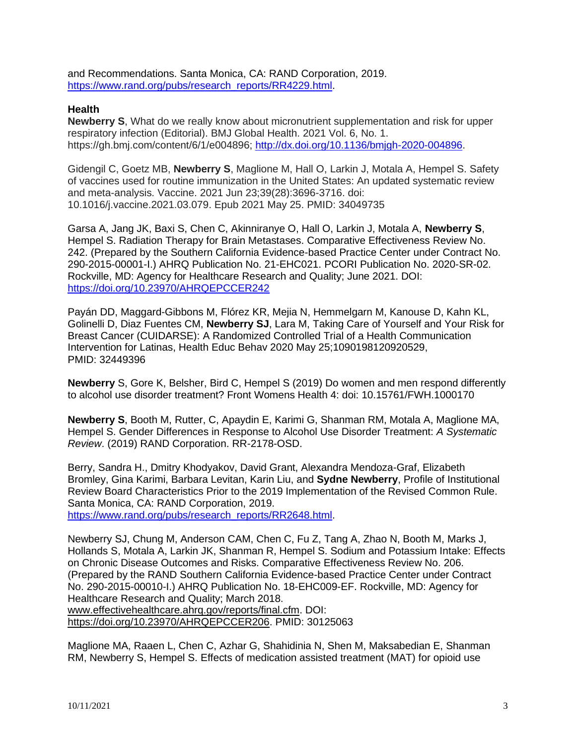and Recommendations. Santa Monica, CA: RAND Corporation, 2019. https://www.rand.org/pubs/research_reports/RR4229.html.

**Health**

**Newberry S**, What do we really know about micronutrient supplementation and risk for upper respiratory infection (Editorial). BMJ Global Health. 2021 Vol. 6, No. 1. https://gh.bmj.com/content/6/1/e004896; http://dx.doi.org/10.1136/bmjgh-2020-004896.

Gidengil C, Goetz MB, **Newberry S**, Maglione M, Hall O, Larkin J, Motala A, Hempel S. Safety of vaccines used for routine immunization in the United States: An updated systematic review and meta-analysis. Vaccine. 2021 Jun 23;39(28):3696-3716. doi: 10.1016/j.vaccine.2021.03.079. Epub 2021 May 25. PMID: 34049735

Garsa A, Jang JK, Baxi S, Chen C, Akinniranye O, Hall O, Larkin J, Motala A, **Newberry S**, Hempel S. Radiation Therapy for Brain Metastases. Comparative Effectiveness Review No. 242. (Prepared by the Southern California Evidence-based Practice Center under Contract No. 290-2015-00001-I.) AHRQ Publication No. 21-EHC021. PCORI Publication No. 2020-SR-02. Rockville, MD: Agency for Healthcare Research and Quality; June 2021. DOI: https://doi.org/10.23970/AHRQEPCCER242

Payán DD, Maggard-Gibbons M, Flórez KR, Mejia N, Hemmelgarn M, Kanouse D, Kahn KL, Golinelli D, Diaz Fuentes CM, **Newberry SJ**, Lara M, Taking Care of Yourself and Your Risk for Breast Cancer (CUIDARSE): A Randomized Controlled Trial of a Health Communication Intervention for Latinas, Health Educ Behav 2020 May 25;1090198120920529, PMID: 32449396

**Newberry** S, Gore K, Belsher, Bird C, Hempel S (2019) Do women and men respond differently to alcohol use disorder treatment? Front Womens Health 4: doi: 10.15761/FWH.1000170

**Newberry S**, Booth M, Rutter, C, Apaydin E, Karimi G, Shanman RM, Motala A, Maglione MA, Hempel S. Gender Differences in Response to Alcohol Use Disorder Treatment: *A Systematic Review*. (2019) RAND Corporation. RR-2178-OSD.

Berry, Sandra H., Dmitry Khodyakov, David Grant, Alexandra Mendoza-Graf, Elizabeth Bromley, Gina Karimi, Barbara Levitan, Karin Liu, and **Sydne Newberry**, Profile of Institutional Review Board Characteristics Prior to the 2019 Implementation of the Revised Common Rule. Santa Monica, CA: RAND Corporation, 2019. https://www.rand.org/pubs/research_reports/RR2648.html.

Newberry SJ, Chung M, Anderson CAM, Chen C, Fu Z, Tang A, Zhao N, Booth M, Marks J, Hollands S, Motala A, Larkin JK, Shanman R, Hempel S. Sodium and Potassium Intake: Effects on Chronic Disease Outcomes and Risks. Comparative Effectiveness Review No. 206. (Prepared by the RAND Southern California Evidence-based Practice Center under Contract No. 290-2015-00010-I.) AHRQ Publication No. 18-EHC009-EF. Rockville, MD: Agency for Healthcare Research and Quality; March 2018. www.effectivehealthcare.ahrq.gov/reports/final.cfm. DOI: https://doi.org/10.23970/AHRQEPCCER206. PMID: 30125063

Maglione MA, Raaen L, Chen C, Azhar G, Shahidinia N, Shen M, Maksabedian E, Shanman RM, Newberry S, Hempel S. Effects of medication assisted treatment (MAT) for opioid use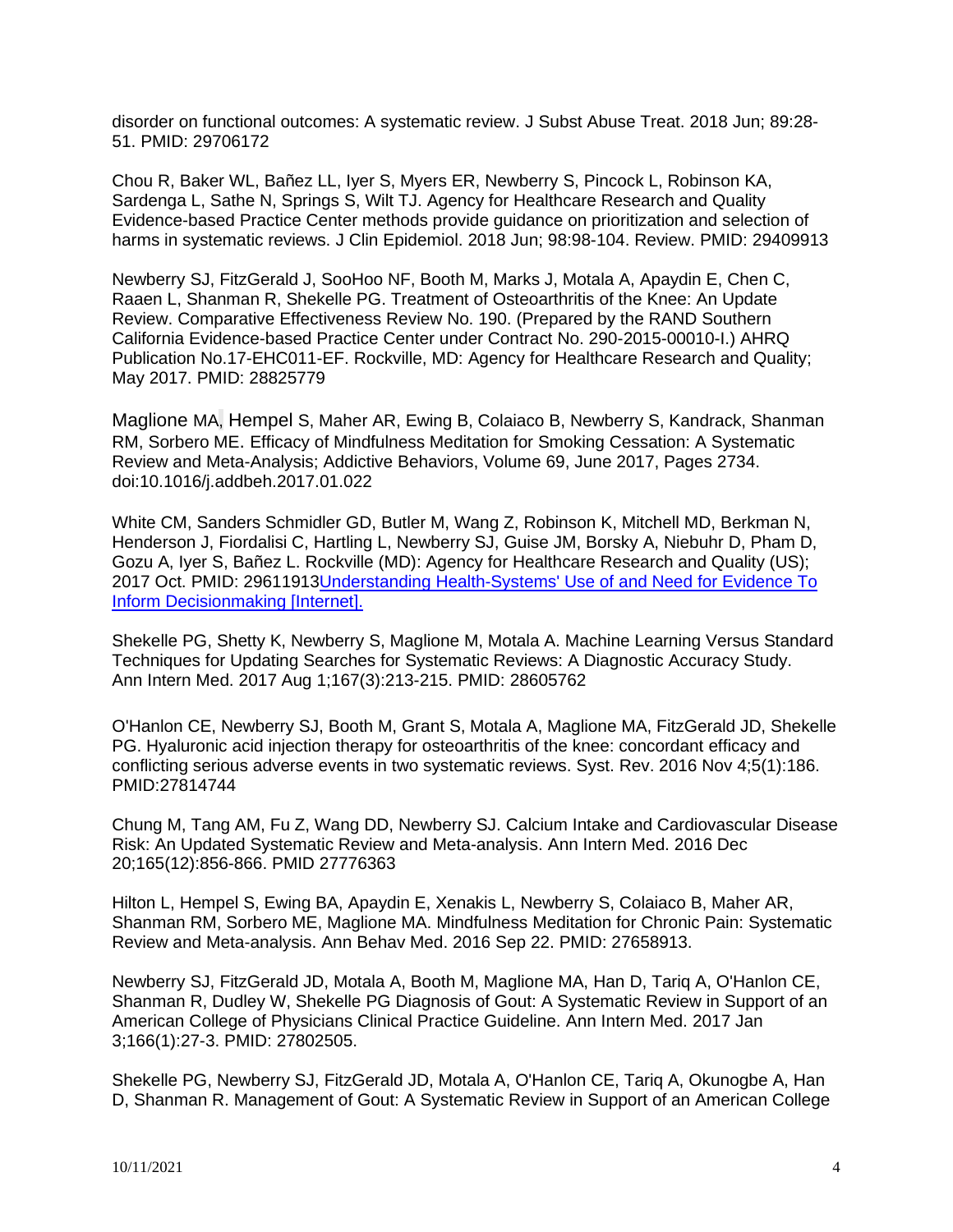disorder on functional outcomes: A systematic review. J Subst Abuse Treat. 2018 Jun; 89:28-51. PMID: 29706172

Chou R, Baker WL, Bañez LL, Iyer S, Myers ER, Newberry S, Pincock L, Robinson KA, Sardenga L, Sathe N, Springs S, Wilt TJ. Agency for Healthcare Research and Quality Evidence-based Practice Center methods provide guidance on prioritization and selection of harms in systematic reviews. J Clin Epidemiol. 2018 Jun; 98:98-104. Review. PMID: 29409913

Newberry SJ, FitzGerald J, SooHoo NF, Booth M, Marks J, Motala A, Apaydin E, Chen C, Raaen L, Shanman R, Shekelle PG. Treatment of Osteoarthritis of the Knee: An Update Review. Comparative Effectiveness Review No. 190. (Prepared by the RAND Southern California Evidence-based Practice Center under Contract No. 290-2015-00010-I.) AHRQ Publication No.17-EHC011-EF. Rockville, MD: Agency for Healthcare Research and Quality; May 2017. PMID: 28825779

Maglione MA, Hempel S, Maher AR, Ewing B, Colaiaco B, Newberry S, Kandrack, Shanman RM, Sorbero ME. Efficacy of Mindfulness Meditation for Smoking Cessation: A Systematic Review and Meta-Analysis; Addictive Behaviors, Volume 69, June 2017, Pages 2734. doi:10.1016/j.addbeh.2017.01.022

White CM, Sanders Schmidler GD, Butler M, Wang Z, Robinson K, Mitchell MD, Berkman N, Henderson J, Fiordalisi C, Hartling L, Newberry SJ, Guise JM, Borsky A, Niebuhr D, Pham D, Gozu A, Iyer S, Bañez L. Rockville (MD): Agency for Healthcare Research and Quality (US); 2017 Oct. PMID: 29611913[Understanding Health-Systems' Use of and Need for Evidence To Inform Decisionmaking [Internet].]

Shekelle PG, Shetty K, Newberry S, Maglione M, Motala A. Machine Learning Versus Standard Techniques for Updating Searches for Systematic Reviews: A Diagnostic Accuracy Study. Ann Intern Med. 2017 Aug 1;167(3):213-215. PMID: 28605762

O'Hanlon CE, Newberry SJ, Booth M, Grant S, Motala A, Maglione MA, FitzGerald JD, Shekelle PG. Hyaluronic acid injection therapy for osteoarthritis of the knee: concordant efficacy and conflicting serious adverse events in two systematic reviews. Syst. Rev. 2016 Nov 4;5(1):186. PMID:27814744

Chung M, Tang AM, Fu Z, Wang DD, Newberry SJ. Calcium Intake and Cardiovascular Disease Risk: An Updated Systematic Review and Meta-analysis. Ann Intern Med. 2016 Dec 20;165(12):856-866. PMID 27776363

Hilton L, Hempel S, Ewing BA, Apaydin E, Xenakis L, Newberry S, Colaiaco B, Maher AR, Shanman RM, Sorbero ME, Maglione MA. Mindfulness Meditation for Chronic Pain: Systematic Review and Meta-analysis. Ann Behav Med. 2016 Sep 22. PMID: 27658913.

Newberry SJ, FitzGerald JD, Motala A, Booth M, Maglione MA, Han D, Tariq A, O'Hanlon CE, Shanman R, Dudley W, Shekelle PG Diagnosis of Gout: A Systematic Review in Support of an American College of Physicians Clinical Practice Guideline. Ann Intern Med. 2017 Jan 3;166(1):27-3. PMID: 27802505.

Shekelle PG, Newberry SJ, FitzGerald JD, Motala A, O'Hanlon CE, Tariq A, Okunogbe A, Han D, Shanman R. Management of Gout: A Systematic Review in Support of an American College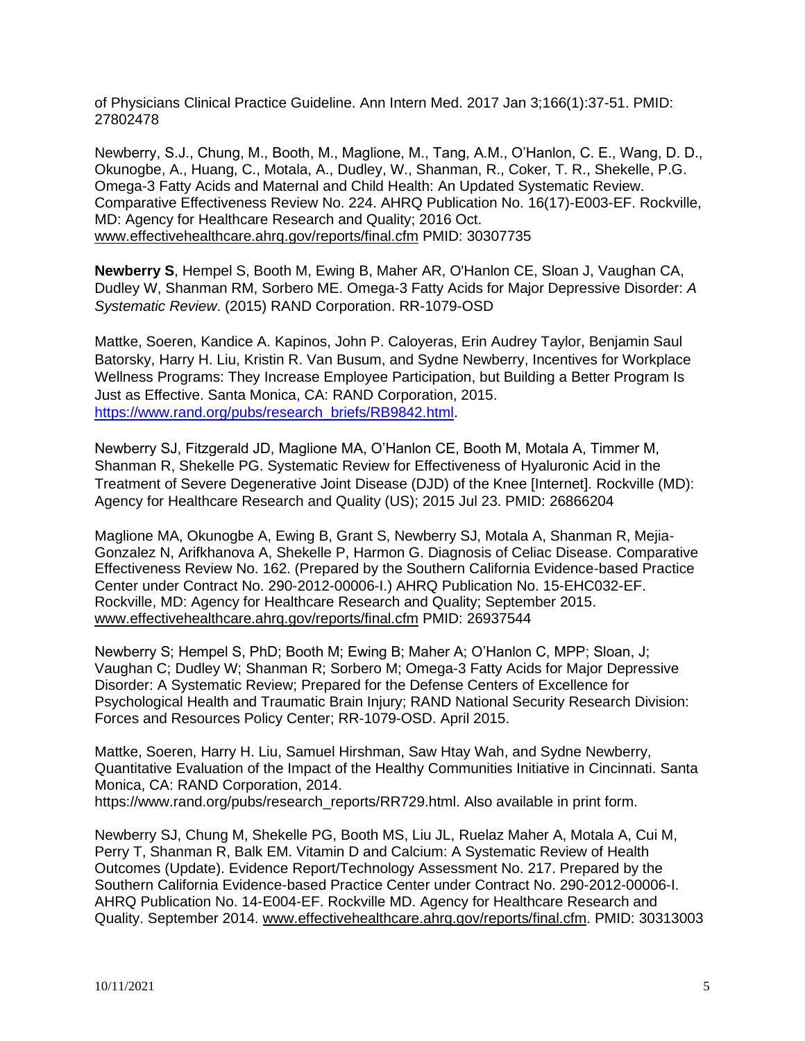of Physicians Clinical Practice Guideline. Ann Intern Med. 2017 Jan 3;166(1):37-51. PMID: 27802478

Newberry, S.J., Chung, M., Booth, M., Maglione, M., Tang, A.M., O'Hanlon, C. E., Wang, D. D., Okunogbe, A., Huang, C., Motala, A., Dudley, W., Shanman, R., Coker, T. R., Shekelle, P.G. Omega-3 Fatty Acids and Maternal and Child Health: An Updated Systematic Review. Comparative Effectiveness Review No. 224. AHRQ Publication No. 16(17)-E003-EF. Rockville, MD: Agency for Healthcare Research and Quality; 2016 Oct. www.effectivehealthcare.ahrq.gov/reports/final.cfm PMID: 30307735

**Newberry S**, Hempel S, Booth M, Ewing B, Maher AR, O'Hanlon CE, Sloan J, Vaughan CA, Dudley W, Shanman RM, Sorbero ME. Omega-3 Fatty Acids for Major Depressive Disorder: *A Systematic Review*. (2015) RAND Corporation. RR-1079-OSD

Mattke, Soeren, Kandice A. Kapinos, John P. Caloyeras, Erin Audrey Taylor, Benjamin Saul Batorsky, Harry H. Liu, Kristin R. Van Busum, and Sydne Newberry, Incentives for Workplace Wellness Programs: They Increase Employee Participation, but Building a Better Program Is Just as Effective. Santa Monica, CA: RAND Corporation, 2015. https://www.rand.org/pubs/research_briefs/RB9842.html.

Newberry SJ, Fitzgerald JD, Maglione MA, O'Hanlon CE, Booth M, Motala A, Timmer M, Shanman R, Shekelle PG. Systematic Review for Effectiveness of Hyaluronic Acid in the Treatment of Severe Degenerative Joint Disease (DJD) of the Knee [Internet]. Rockville (MD): Agency for Healthcare Research and Quality (US); 2015 Jul 23. PMID: 26866204

Maglione MA, Okunogbe A, Ewing B, Grant S, Newberry SJ, Motala A, Shanman R, Mejia-Gonzalez N, Arifkhanova A, Shekelle P, Harmon G. Diagnosis of Celiac Disease. Comparative Effectiveness Review No. 162. (Prepared by the Southern California Evidence-based Practice Center under Contract No. 290-2012-00006-I.) AHRQ Publication No. 15-EHC032-EF. Rockville, MD: Agency for Healthcare Research and Quality; September 2015. www.effectivehealthcare.ahrq.gov/reports/final.cfm PMID: 26937544

Newberry S; Hempel S, PhD; Booth M; Ewing B; Maher A; O'Hanlon C, MPP; Sloan, J; Vaughan C; Dudley W; Shanman R; Sorbero M; Omega-3 Fatty Acids for Major Depressive Disorder: A Systematic Review; Prepared for the Defense Centers of Excellence for Psychological Health and Traumatic Brain Injury; RAND National Security Research Division: Forces and Resources Policy Center; RR-1079-OSD. April 2015.

Mattke, Soeren, Harry H. Liu, Samuel Hirshman, Saw Htay Wah, and Sydne Newberry, Quantitative Evaluation of the Impact of the Healthy Communities Initiative in Cincinnati. Santa Monica, CA: RAND Corporation, 2014. https://www.rand.org/pubs/research_reports/RR729.html. Also available in print form.

Newberry SJ, Chung M, Shekelle PG, Booth MS, Liu JL, Ruelaz Maher A, Motala A, Cui M, Perry T, Shanman R, Balk EM. Vitamin D and Calcium: A Systematic Review of Health Outcomes (Update). Evidence Report/Technology Assessment No. 217. Prepared by the Southern California Evidence-based Practice Center under Contract No. 290-2012-00006-I. AHRQ Publication No. 14-E004-EF. Rockville MD. Agency for Healthcare Research and Quality. September 2014. www.effectivehealthcare.ahrq.gov/reports/final.cfm. PMID: 30313003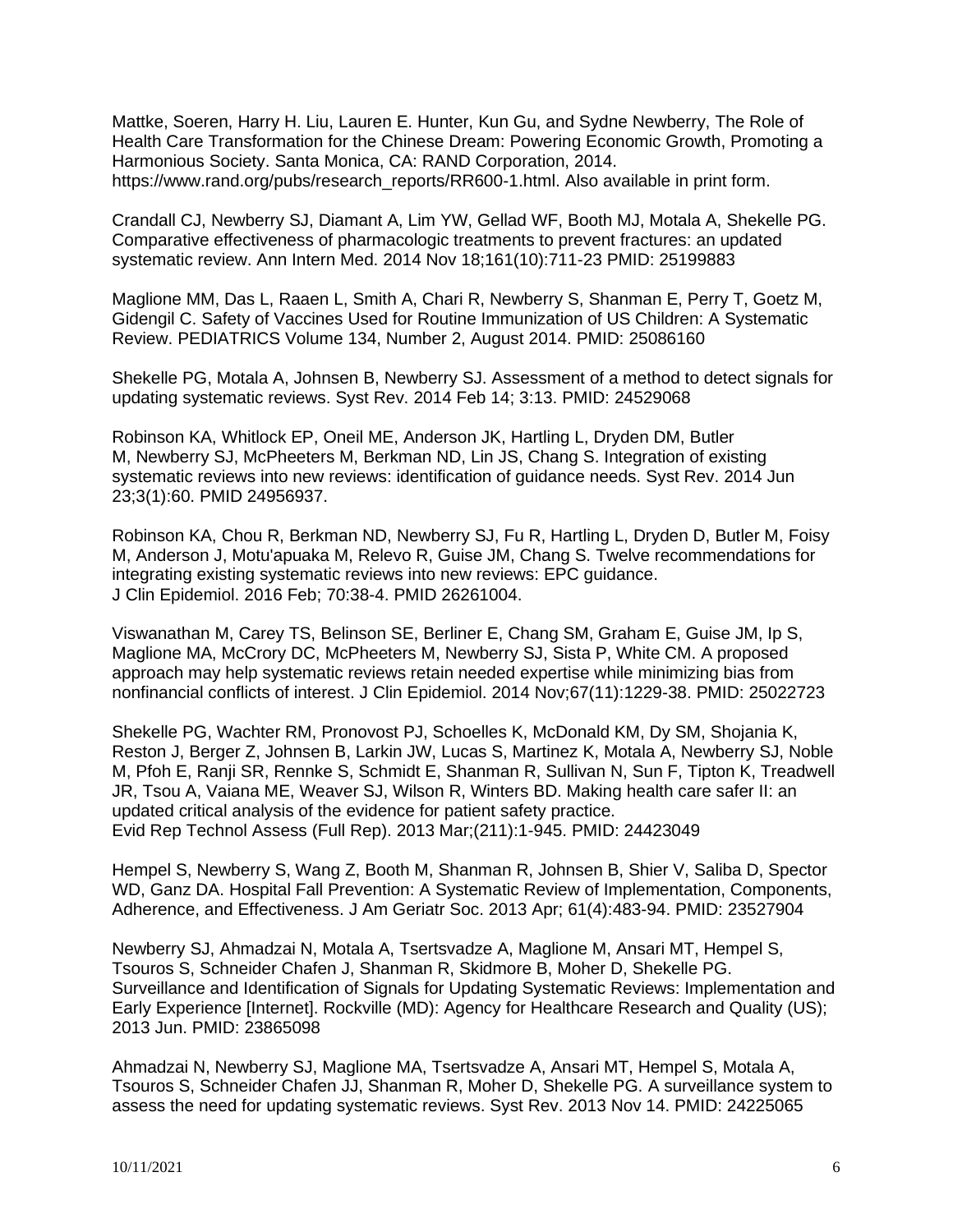Mattke, Soeren, Harry H. Liu, Lauren E. Hunter, Kun Gu, and Sydne Newberry, The Role of Health Care Transformation for the Chinese Dream: Powering Economic Growth, Promoting a Harmonious Society. Santa Monica, CA: RAND Corporation, 2014. https://www.rand.org/pubs/research_reports/RR600-1.html. Also available in print form.

Crandall CJ, Newberry SJ, Diamant A, Lim YW, Gellad WF, Booth MJ, Motala A, Shekelle PG. Comparative effectiveness of pharmacologic treatments to prevent fractures: an updated systematic review. Ann Intern Med. 2014 Nov 18;161(10):711-23 PMID: 25199883

Maglione MM, Das L, Raaen L, Smith A, Chari R, Newberry S, Shanman E, Perry T, Goetz M, Gidengil C. Safety of Vaccines Used for Routine Immunization of US Children: A Systematic Review. PEDIATRICS Volume 134, Number 2, August 2014. PMID: 25086160

Shekelle PG, Motala A, Johnsen B, Newberry SJ. Assessment of a method to detect signals for updating systematic reviews. Syst Rev. 2014 Feb 14; 3:13. PMID: 24529068

Robinson KA, Whitlock EP, Oneil ME, Anderson JK, Hartling L, Dryden DM, Butler M, Newberry SJ, McPheeters M, Berkman ND, Lin JS, Chang S. Integration of existing systematic reviews into new reviews: identification of guidance needs. Syst Rev. 2014 Jun 23;3(1):60. PMID 24956937.

Robinson KA, Chou R, Berkman ND, Newberry SJ, Fu R, Hartling L, Dryden D, Butler M, Foisy M, Anderson J, Motu'apuaka M, Relevo R, Guise JM, Chang S. Twelve recommendations for integrating existing systematic reviews into new reviews: EPC guidance. J Clin Epidemiol. 2016 Feb; 70:38-4. PMID 26261004.

Viswanathan M, Carey TS, Belinson SE, Berliner E, Chang SM, Graham E, Guise JM, Ip S, Maglione MA, McCrory DC, McPheeters M, Newberry SJ, Sista P, White CM. A proposed approach may help systematic reviews retain needed expertise while minimizing bias from nonfinancial conflicts of interest. J Clin Epidemiol. 2014 Nov;67(11):1229-38. PMID: 25022723

Shekelle PG, Wachter RM, Pronovost PJ, Schoelles K, McDonald KM, Dy SM, Shojania K, Reston J, Berger Z, Johnsen B, Larkin JW, Lucas S, Martinez K, Motala A, Newberry SJ, Noble M, Pfoh E, Ranji SR, Rennke S, Schmidt E, Shanman R, Sullivan N, Sun F, Tipton K, Treadwell JR, Tsou A, Vaiana ME, Weaver SJ, Wilson R, Winters BD. Making health care safer II: an updated critical analysis of the evidence for patient safety practice. Evid Rep Technol Assess (Full Rep). 2013 Mar;(211):1-945. PMID: 24423049

Hempel S, Newberry S, Wang Z, Booth M, Shanman R, Johnsen B, Shier V, Saliba D, Spector WD, Ganz DA. Hospital Fall Prevention: A Systematic Review of Implementation, Components, Adherence, and Effectiveness. J Am Geriatr Soc. 2013 Apr; 61(4):483-94. PMID: 23527904

Newberry SJ, Ahmadzai N, Motala A, Tsertsvadze A, Maglione M, Ansari MT, Hempel S, Tsouros S, Schneider Chafen J, Shanman R, Skidmore B, Moher D, Shekelle PG. Surveillance and Identification of Signals for Updating Systematic Reviews: Implementation and Early Experience [Internet]. Rockville (MD): Agency for Healthcare Research and Quality (US); 2013 Jun. PMID: 23865098

Ahmadzai N, Newberry SJ, Maglione MA, Tsertsvadze A, Ansari MT, Hempel S, Motala A, Tsouros S, Schneider Chafen JJ, Shanman R, Moher D, Shekelle PG. A surveillance system to assess the need for updating systematic reviews. Syst Rev. 2013 Nov 14. PMID: 24225065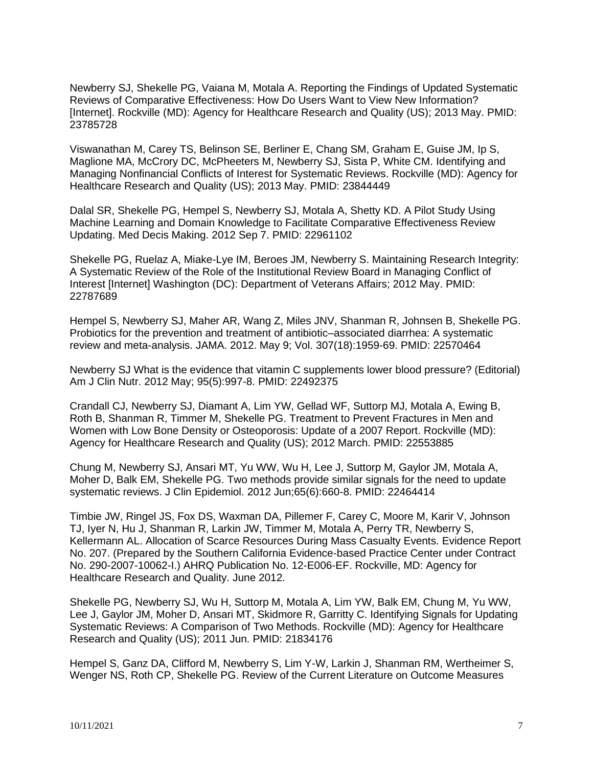Newberry SJ, Shekelle PG, Vaiana M, Motala A. Reporting the Findings of Updated Systematic Reviews of Comparative Effectiveness: How Do Users Want to View New Information? [Internet]. Rockville (MD): Agency for Healthcare Research and Quality (US); 2013 May. PMID: 23785728

Viswanathan M, Carey TS, Belinson SE, Berliner E, Chang SM, Graham E, Guise JM, Ip S, Maglione MA, McCrory DC, McPheeters M, Newberry SJ, Sista P, White CM. Identifying and Managing Nonfinancial Conflicts of Interest for Systematic Reviews. Rockville (MD): Agency for Healthcare Research and Quality (US); 2013 May. PMID: 23844449

Dalal SR, Shekelle PG, Hempel S, Newberry SJ, Motala A, Shetty KD. A Pilot Study Using Machine Learning and Domain Knowledge to Facilitate Comparative Effectiveness Review Updating. Med Decis Making. 2012 Sep 7. PMID: 22961102

Shekelle PG, Ruelaz A, Miake-Lye IM, Beroes JM, Newberry S. Maintaining Research Integrity: A Systematic Review of the Role of the Institutional Review Board in Managing Conflict of Interest [Internet] Washington (DC): Department of Veterans Affairs; 2012 May. PMID: 22787689

Hempel S, Newberry SJ, Maher AR, Wang Z, Miles JNV, Shanman R, Johnsen B, Shekelle PG. Probiotics for the prevention and treatment of antibiotic–associated diarrhea: A systematic review and meta-analysis. JAMA. 2012. May 9; Vol. 307(18):1959-69. PMID: 22570464

Newberry SJ What is the evidence that vitamin C supplements lower blood pressure? (Editorial) Am J Clin Nutr. 2012 May; 95(5):997-8. PMID: 22492375

Crandall CJ, Newberry SJ, Diamant A, Lim YW, Gellad WF, Suttorp MJ, Motala A, Ewing B, Roth B, Shanman R, Timmer M, Shekelle PG. Treatment to Prevent Fractures in Men and Women with Low Bone Density or Osteoporosis: Update of a 2007 Report. Rockville (MD): Agency for Healthcare Research and Quality (US); 2012 March. PMID: 22553885

Chung M, Newberry SJ, Ansari MT, Yu WW, Wu H, Lee J, Suttorp M, Gaylor JM, Motala A, Moher D, Balk EM, Shekelle PG. Two methods provide similar signals for the need to update systematic reviews. J Clin Epidemiol. 2012 Jun;65(6):660-8. PMID: 22464414

Timbie JW, Ringel JS, Fox DS, Waxman DA, Pillemer F, Carey C, Moore M, Karir V, Johnson TJ, Iyer N, Hu J, Shanman R, Larkin JW, Timmer M, Motala A, Perry TR, Newberry S, Kellermann AL. Allocation of Scarce Resources During Mass Casualty Events. Evidence Report No. 207. (Prepared by the Southern California Evidence-based Practice Center under Contract No. 290-2007-10062-I.) AHRQ Publication No. 12-E006-EF. Rockville, MD: Agency for Healthcare Research and Quality. June 2012.

Shekelle PG, Newberry SJ, Wu H, Suttorp M, Motala A, Lim YW, Balk EM, Chung M, Yu WW, Lee J, Gaylor JM, Moher D, Ansari MT, Skidmore R, Garritty C. Identifying Signals for Updating Systematic Reviews: A Comparison of Two Methods. Rockville (MD): Agency for Healthcare Research and Quality (US); 2011 Jun. PMID: 21834176

Hempel S, Ganz DA, Clifford M, Newberry S, Lim Y-W, Larkin J, Shanman RM, Wertheimer S, Wenger NS, Roth CP, Shekelle PG. Review of the Current Literature on Outcome Measures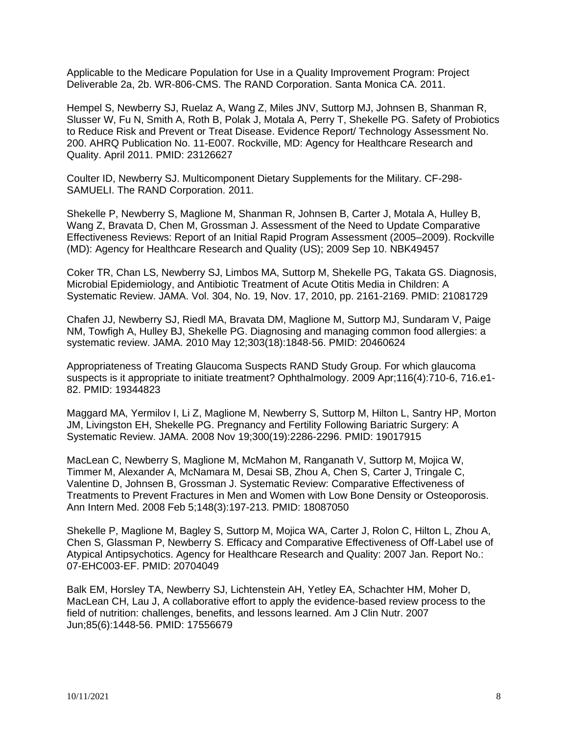Applicable to the Medicare Population for Use in a Quality Improvement Program: Project Deliverable 2a, 2b. WR-806-CMS. The RAND Corporation. Santa Monica CA. 2011.

Hempel S, Newberry SJ, Ruelaz A, Wang Z, Miles JNV, Suttorp MJ, Johnsen B, Shanman R, Slusser W, Fu N, Smith A, Roth B, Polak J, Motala A, Perry T, Shekelle PG. Safety of Probiotics to Reduce Risk and Prevent or Treat Disease. Evidence Report/ Technology Assessment No. 200. AHRQ Publication No. 11-E007. Rockville, MD: Agency for Healthcare Research and Quality. April 2011. PMID: 23126627

Coulter ID, Newberry SJ. Multicomponent Dietary Supplements for the Military. CF-298-SAMUELI. The RAND Corporation. 2011.

Shekelle P, Newberry S, Maglione M, Shanman R, Johnsen B, Carter J, Motala A, Hulley B, Wang Z, Bravata D, Chen M, Grossman J. Assessment of the Need to Update Comparative Effectiveness Reviews: Report of an Initial Rapid Program Assessment (2005–2009). Rockville (MD): Agency for Healthcare Research and Quality (US); 2009 Sep 10. NBK49457

Coker TR, Chan LS, Newberry SJ, Limbos MA, Suttorp M, Shekelle PG, Takata GS. Diagnosis, Microbial Epidemiology, and Antibiotic Treatment of Acute Otitis Media in Children: A Systematic Review. JAMA. Vol. 304, No. 19, Nov. 17, 2010, pp. 2161-2169. PMID: 21081729

Chafen JJ, Newberry SJ, Riedl MA, Bravata DM, Maglione M, Suttorp MJ, Sundaram V, Paige NM, Towfigh A, Hulley BJ, Shekelle PG. Diagnosing and managing common food allergies: a systematic review. JAMA. 2010 May 12;303(18):1848-56. PMID: 20460624

Appropriateness of Treating Glaucoma Suspects RAND Study Group. For which glaucoma suspects is it appropriate to initiate treatment? Ophthalmology. 2009 Apr;116(4):710-6, 716.e1-82. PMID: 19344823

Maggard MA, Yermilov I, Li Z, Maglione M, Newberry S, Suttorp M, Hilton L, Santry HP, Morton JM, Livingston EH, Shekelle PG. Pregnancy and Fertility Following Bariatric Surgery: A Systematic Review. JAMA. 2008 Nov 19;300(19):2286-2296. PMID: 19017915

MacLean C, Newberry S, Maglione M, McMahon M, Ranganath V, Suttorp M, Mojica W, Timmer M, Alexander A, McNamara M, Desai SB, Zhou A, Chen S, Carter J, Tringale C, Valentine D, Johnsen B, Grossman J. Systematic Review: Comparative Effectiveness of Treatments to Prevent Fractures in Men and Women with Low Bone Density or Osteoporosis. Ann Intern Med. 2008 Feb 5;148(3):197-213. PMID: 18087050

Shekelle P, Maglione M, Bagley S, Suttorp M, Mojica WA, Carter J, Rolon C, Hilton L, Zhou A, Chen S, Glassman P, Newberry S. Efficacy and Comparative Effectiveness of Off-Label use of Atypical Antipsychotics. Agency for Healthcare Research and Quality: 2007 Jan. Report No.: 07-EHC003-EF. PMID: 20704049

Balk EM, Horsley TA, Newberry SJ, Lichtenstein AH, Yetley EA, Schachter HM, Moher D, MacLean CH, Lau J, A collaborative effort to apply the evidence-based review process to the field of nutrition: challenges, benefits, and lessons learned. Am J Clin Nutr. 2007 Jun;85(6):1448-56. PMID: 17556679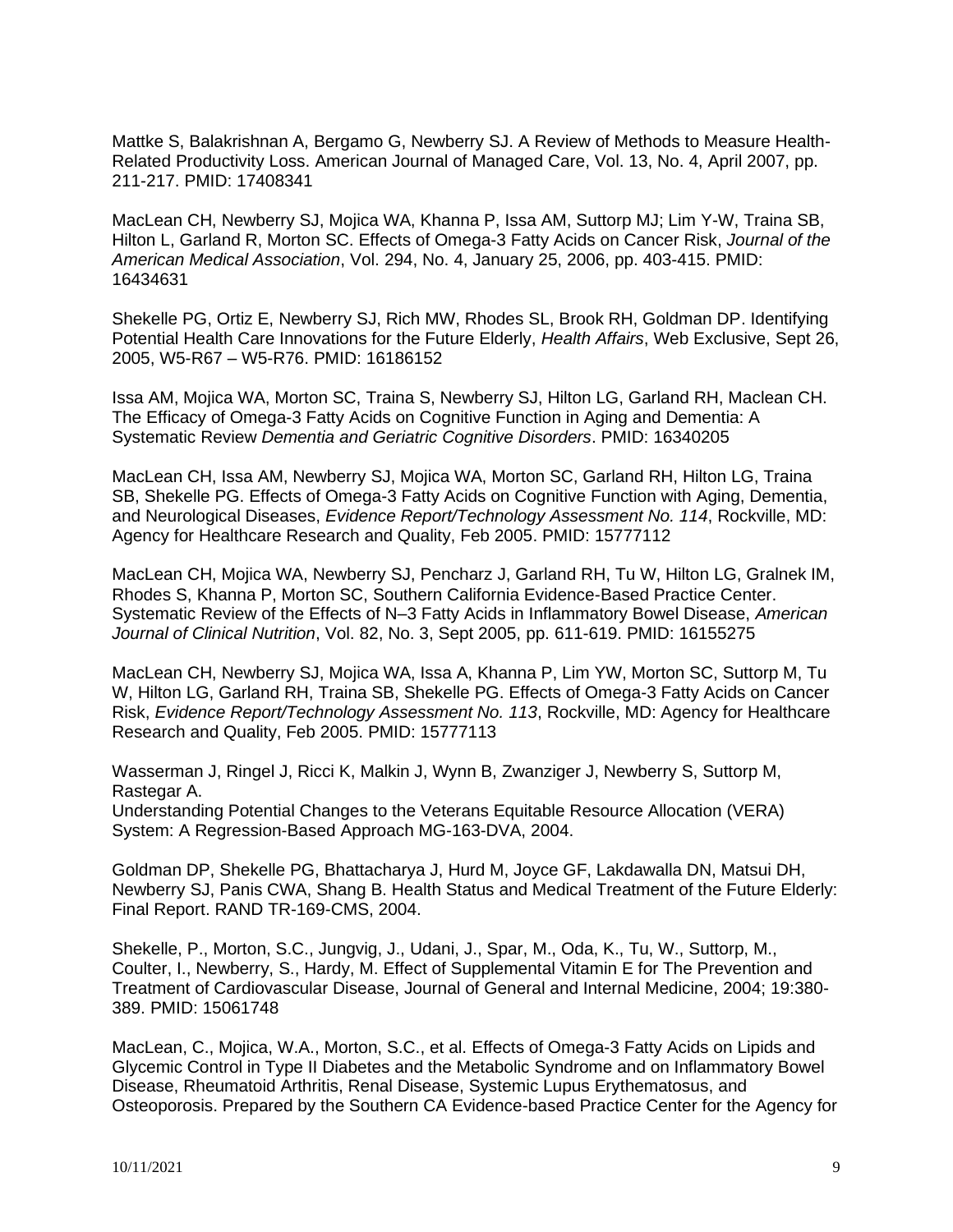Mattke S, Balakrishnan A, Bergamo G, Newberry SJ. A Review of Methods to Measure Health-Related Productivity Loss. American Journal of Managed Care, Vol. 13, No. 4, April 2007, pp. 211-217. PMID: 17408341

MacLean CH, Newberry SJ, Mojica WA, Khanna P, Issa AM, Suttorp MJ; Lim Y-W, Traina SB, Hilton L, Garland R, Morton SC. Effects of Omega-3 Fatty Acids on Cancer Risk, *Journal of the American Medical Association*, Vol. 294, No. 4, January 25, 2006, pp. 403-415. PMID: 16434631

Shekelle PG, Ortiz E, Newberry SJ, Rich MW, Rhodes SL, Brook RH, Goldman DP. Identifying Potential Health Care Innovations for the Future Elderly, *Health Affairs*, Web Exclusive, Sept 26, 2005, W5-R67 – W5-R76. PMID: 16186152

Issa AM, Mojica WA, Morton SC, Traina S, Newberry SJ, Hilton LG, Garland RH, Maclean CH. The Efficacy of Omega-3 Fatty Acids on Cognitive Function in Aging and Dementia: A Systematic Review *Dementia and Geriatric Cognitive Disorders*. PMID: 16340205

MacLean CH, Issa AM, Newberry SJ, Mojica WA, Morton SC, Garland RH, Hilton LG, Traina SB, Shekelle PG. Effects of Omega-3 Fatty Acids on Cognitive Function with Aging, Dementia, and Neurological Diseases, *Evidence Report/Technology Assessment No. 114*, Rockville, MD: Agency for Healthcare Research and Quality, Feb 2005. PMID: 15777112

MacLean CH, Mojica WA, Newberry SJ, Pencharz J, Garland RH, Tu W, Hilton LG, Gralnek IM, Rhodes S, Khanna P, Morton SC, Southern California Evidence-Based Practice Center. Systematic Review of the Effects of N–3 Fatty Acids in Inflammatory Bowel Disease, *American Journal of Clinical Nutrition*, Vol. 82, No. 3, Sept 2005, pp. 611-619. PMID: 16155275

MacLean CH, Newberry SJ, Mojica WA, Issa A, Khanna P, Lim YW, Morton SC, Suttorp M, Tu W, Hilton LG, Garland RH, Traina SB, Shekelle PG. Effects of Omega-3 Fatty Acids on Cancer Risk, *Evidence Report/Technology Assessment No. 113*, Rockville, MD: Agency for Healthcare Research and Quality, Feb 2005. PMID: 15777113

Wasserman J, Ringel J, Ricci K, Malkin J, Wynn B, Zwanziger J, Newberry S, Suttorp M, Rastegar A.
Understanding Potential Changes to the Veterans Equitable Resource Allocation (VERA) System: A Regression-Based Approach MG-163-DVA, 2004.

Goldman DP, Shekelle PG, Bhattacharya J, Hurd M, Joyce GF, Lakdawalla DN, Matsui DH, Newberry SJ, Panis CWA, Shang B. Health Status and Medical Treatment of the Future Elderly: Final Report. RAND TR-169-CMS, 2004.

Shekelle, P., Morton, S.C., Jungvig, J., Udani, J., Spar, M., Oda, K., Tu, W., Suttorp, M., Coulter, I., Newberry, S., Hardy, M. Effect of Supplemental Vitamin E for The Prevention and Treatment of Cardiovascular Disease, Journal of General and Internal Medicine, 2004; 19:380-389. PMID: 15061748

MacLean, C., Mojica, W.A., Morton, S.C., et al. Effects of Omega-3 Fatty Acids on Lipids and Glycemic Control in Type II Diabetes and the Metabolic Syndrome and on Inflammatory Bowel Disease, Rheumatoid Arthritis, Renal Disease, Systemic Lupus Erythematosus, and Osteoporosis. Prepared by the Southern CA Evidence-based Practice Center for the Agency for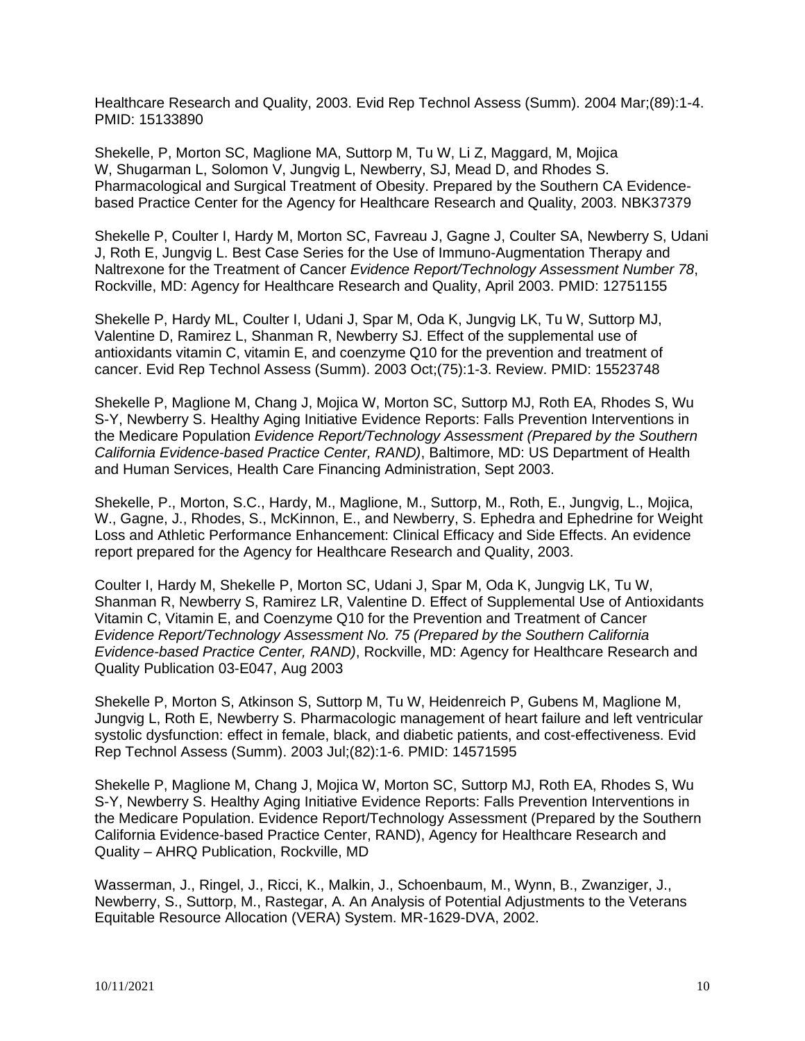Healthcare Research and Quality, 2003. Evid Rep Technol Assess (Summ). 2004 Mar;(89):1-4. PMID: 15133890

Shekelle, P, Morton SC, Maglione MA, Suttorp M, Tu W, Li Z, Maggard, M, Mojica W, Shugarman L, Solomon V, Jungvig L, Newberry, SJ, Mead D, and Rhodes S. Pharmacological and Surgical Treatment of Obesity. Prepared by the Southern CA Evidence-based Practice Center for the Agency for Healthcare Research and Quality, 2003. NBK37379

Shekelle P, Coulter I, Hardy M, Morton SC, Favreau J, Gagne J, Coulter SA, Newberry S, Udani J, Roth E, Jungvig L. Best Case Series for the Use of Immuno-Augmentation Therapy and Naltrexone for the Treatment of Cancer *Evidence Report/Technology Assessment Number 78*, Rockville, MD: Agency for Healthcare Research and Quality, April 2003. PMID: 12751155

Shekelle P, Hardy ML, Coulter I, Udani J, Spar M, Oda K, Jungvig LK, Tu W, Suttorp MJ, Valentine D, Ramirez L, Shanman R, Newberry SJ. Effect of the supplemental use of antioxidants vitamin C, vitamin E, and coenzyme Q10 for the prevention and treatment of cancer. Evid Rep Technol Assess (Summ). 2003 Oct;(75):1-3. Review. PMID: 15523748

Shekelle P, Maglione M, Chang J, Mojica W, Morton SC, Suttorp MJ, Roth EA, Rhodes S, Wu S-Y, Newberry S. Healthy Aging Initiative Evidence Reports: Falls Prevention Interventions in the Medicare Population *Evidence Report/Technology Assessment (Prepared by the Southern California Evidence-based Practice Center, RAND)*, Baltimore, MD: US Department of Health and Human Services, Health Care Financing Administration, Sept 2003.

Shekelle, P., Morton, S.C., Hardy, M., Maglione, M., Suttorp, M., Roth, E., Jungvig, L., Mojica, W., Gagne, J., Rhodes, S., McKinnon, E., and Newberry, S. Ephedra and Ephedrine for Weight Loss and Athletic Performance Enhancement: Clinical Efficacy and Side Effects. An evidence report prepared for the Agency for Healthcare Research and Quality, 2003.

Coulter I, Hardy M, Shekelle P, Morton SC, Udani J, Spar M, Oda K, Jungvig LK, Tu W, Shanman R, Newberry S, Ramirez LR, Valentine D. Effect of Supplemental Use of Antioxidants Vitamin C, Vitamin E, and Coenzyme Q10 for the Prevention and Treatment of Cancer *Evidence Report/Technology Assessment No. 75 (Prepared by the Southern California Evidence-based Practice Center, RAND)*, Rockville, MD: Agency for Healthcare Research and Quality Publication 03-E047, Aug 2003

Shekelle P, Morton S, Atkinson S, Suttorp M, Tu W, Heidenreich P, Gubens M, Maglione M, Jungvig L, Roth E, Newberry S. Pharmacologic management of heart failure and left ventricular systolic dysfunction: effect in female, black, and diabetic patients, and cost-effectiveness. Evid Rep Technol Assess (Summ). 2003 Jul;(82):1-6. PMID: 14571595

Shekelle P, Maglione M, Chang J, Mojica W, Morton SC, Suttorp MJ, Roth EA, Rhodes S, Wu S-Y, Newberry S. Healthy Aging Initiative Evidence Reports: Falls Prevention Interventions in the Medicare Population. Evidence Report/Technology Assessment (Prepared by the Southern California Evidence-based Practice Center, RAND), Agency for Healthcare Research and Quality – AHRQ Publication, Rockville, MD

Wasserman, J., Ringel, J., Ricci, K., Malkin, J., Schoenbaum, M., Wynn, B., Zwanziger, J., Newberry, S., Suttorp, M., Rastegar, A. An Analysis of Potential Adjustments to the Veterans Equitable Resource Allocation (VERA) System. MR-1629-DVA, 2002.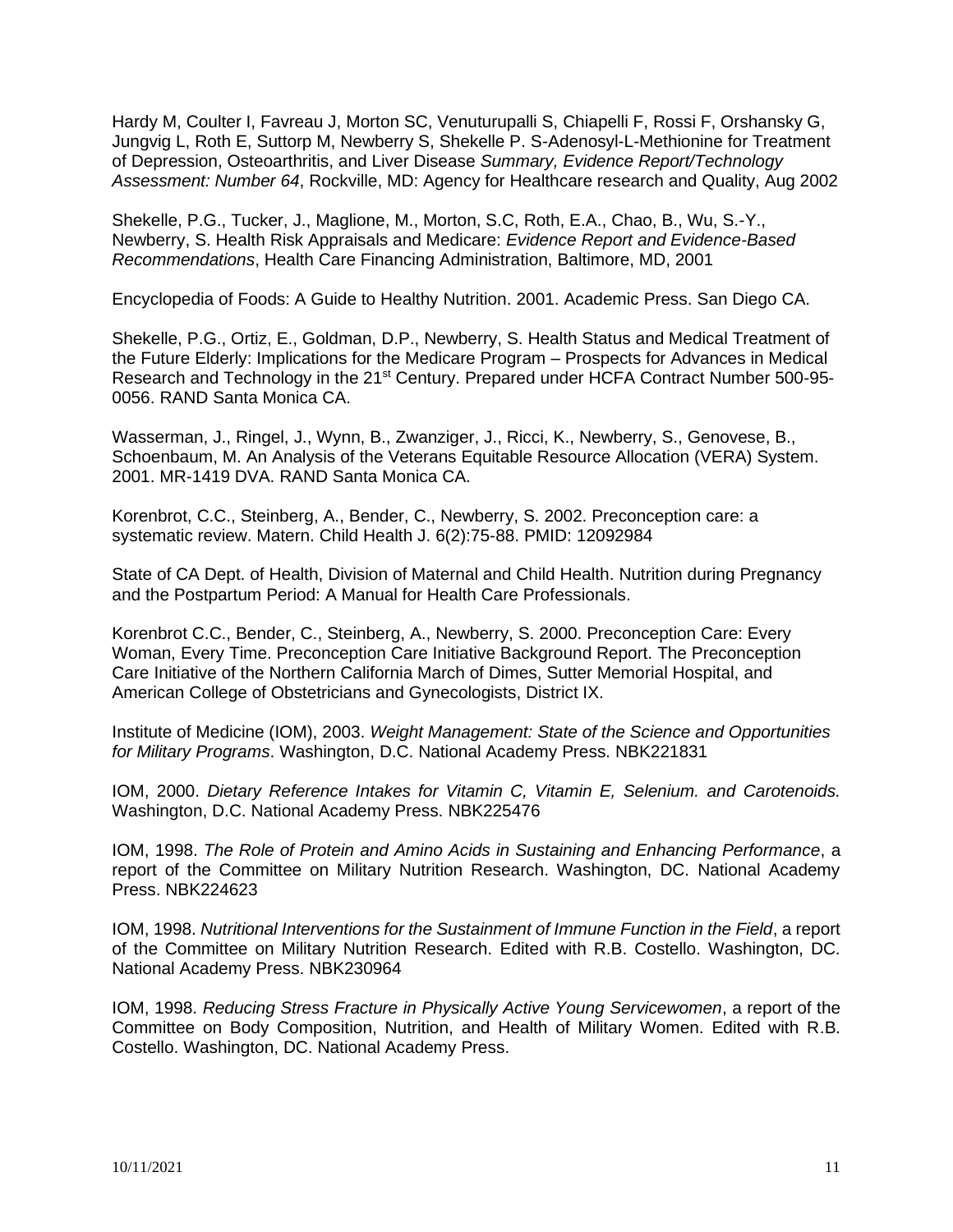Hardy M, Coulter I, Favreau J, Morton SC, Venuturupalli S, Chiapelli F, Rossi F, Orshansky G, Jungvig L, Roth E, Suttorp M, Newberry S, Shekelle P. S-Adenosyl-L-Methionine for Treatment of Depression, Osteoarthritis, and Liver Disease *Summary, Evidence Report/Technology Assessment: Number 64*, Rockville, MD: Agency for Healthcare research and Quality, Aug 2002

Shekelle, P.G., Tucker, J., Maglione, M., Morton, S.C, Roth, E.A., Chao, B., Wu, S.-Y., Newberry, S. Health Risk Appraisals and Medicare: *Evidence Report and Evidence-Based Recommendations*, Health Care Financing Administration, Baltimore, MD, 2001

Encyclopedia of Foods: A Guide to Healthy Nutrition. 2001. Academic Press. San Diego CA.

Shekelle, P.G., Ortiz, E., Goldman, D.P., Newberry, S. Health Status and Medical Treatment of the Future Elderly: Implications for the Medicare Program – Prospects for Advances in Medical Research and Technology in the 21st Century. Prepared under HCFA Contract Number 500-95-0056. RAND Santa Monica CA.

Wasserman, J., Ringel, J., Wynn, B., Zwanziger, J., Ricci, K., Newberry, S., Genovese, B., Schoenbaum, M. An Analysis of the Veterans Equitable Resource Allocation (VERA) System. 2001. MR-1419 DVA. RAND Santa Monica CA.

Korenbrot, C.C., Steinberg, A., Bender, C., Newberry, S. 2002. Preconception care: a systematic review. Matern. Child Health J. 6(2):75-88. PMID: 12092984

State of CA Dept. of Health, Division of Maternal and Child Health. Nutrition during Pregnancy and the Postpartum Period: A Manual for Health Care Professionals.

Korenbrot C.C., Bender, C., Steinberg, A., Newberry, S. 2000. Preconception Care: Every Woman, Every Time. Preconception Care Initiative Background Report. The Preconception Care Initiative of the Northern California March of Dimes, Sutter Memorial Hospital, and American College of Obstetricians and Gynecologists, District IX.

Institute of Medicine (IOM), 2003. *Weight Management: State of the Science and Opportunities for Military Programs*. Washington, D.C. National Academy Press. NBK221831

IOM, 2000. *Dietary Reference Intakes for Vitamin C, Vitamin E, Selenium. and Carotenoids.* Washington, D.C. National Academy Press. NBK225476

IOM, 1998. *The Role of Protein and Amino Acids in Sustaining and Enhancing Performance*, a report of the Committee on Military Nutrition Research. Washington, DC. National Academy Press. NBK224623

IOM, 1998. *Nutritional Interventions for the Sustainment of Immune Function in the Field*, a report of the Committee on Military Nutrition Research. Edited with R.B. Costello. Washington, DC. National Academy Press. NBK230964

IOM, 1998. *Reducing Stress Fracture in Physically Active Young Servicewomen*, a report of the Committee on Body Composition, Nutrition, and Health of Military Women. Edited with R.B. Costello. Washington, DC. National Academy Press.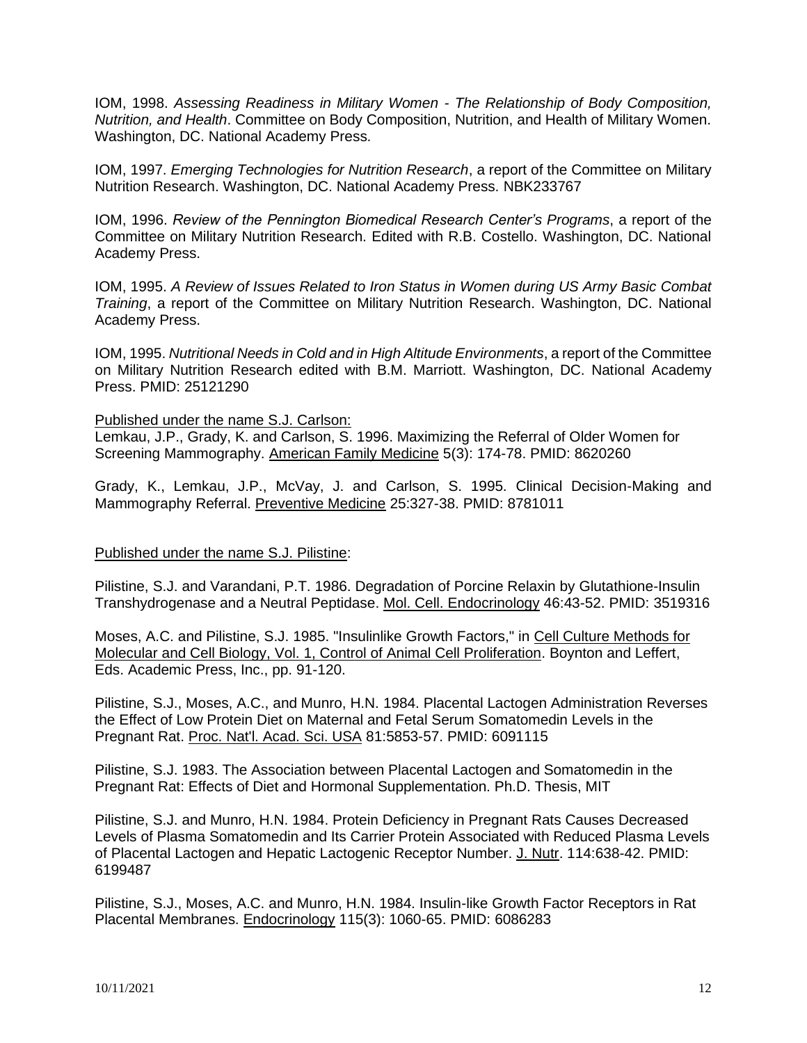IOM, 1998. *Assessing Readiness in Military Women - The Relationship of Body Composition, Nutrition, and Health*. Committee on Body Composition, Nutrition, and Health of Military Women. Washington, DC. National Academy Press.

IOM, 1997. *Emerging Technologies for Nutrition Research*, a report of the Committee on Military Nutrition Research. Washington, DC. National Academy Press. NBK233767

IOM, 1996. *Review of the Pennington Biomedical Research Center's Programs*, a report of the Committee on Military Nutrition Research. Edited with R.B. Costello. Washington, DC. National Academy Press.

IOM, 1995. *A Review of Issues Related to Iron Status in Women during US Army Basic Combat Training*, a report of the Committee on Military Nutrition Research. Washington, DC. National Academy Press.

IOM, 1995. *Nutritional Needs in Cold and in High Altitude Environments*, a report of the Committee on Military Nutrition Research edited with B.M. Marriott. Washington, DC. National Academy Press. PMID: 25121290

<u>Published under the name S.J. Carlson:</u>

Lemkau, J.P., Grady, K. and Carlson, S. 1996. Maximizing the Referral of Older Women for Screening Mammography. <u>American Family Medicine</u> 5(3): 174-78. PMID: 8620260

Grady, K., Lemkau, J.P., McVay, J. and Carlson, S. 1995. Clinical Decision-Making and Mammography Referral. <u>Preventive Medicine</u> 25:327-38. PMID: 8781011

<u>Published under the name S.J. Pilistine</u>:

Pilistine, S.J. and Varandani, P.T. 1986. Degradation of Porcine Relaxin by Glutathione-Insulin Transhydrogenase and a Neutral Peptidase. <u>Mol. Cell. Endocrinology</u> 46:43-52. PMID: 3519316

Moses, A.C. and Pilistine, S.J. 1985. "Insulinlike Growth Factors," in <u>Cell Culture Methods for Molecular and Cell Biology, Vol. 1, Control of Animal Cell Proliferation</u>. Boynton and Leffert, Eds. Academic Press, Inc., pp. 91-120.

Pilistine, S.J., Moses, A.C., and Munro, H.N. 1984. Placental Lactogen Administration Reverses the Effect of Low Protein Diet on Maternal and Fetal Serum Somatomedin Levels in the Pregnant Rat. <u>Proc. Nat'l. Acad. Sci. USA</u> 81:5853-57. PMID: 6091115

Pilistine, S.J. 1983. The Association between Placental Lactogen and Somatomedin in the Pregnant Rat: Effects of Diet and Hormonal Supplementation. Ph.D. Thesis, MIT

Pilistine, S.J. and Munro, H.N. 1984. Protein Deficiency in Pregnant Rats Causes Decreased Levels of Plasma Somatomedin and Its Carrier Protein Associated with Reduced Plasma Levels of Placental Lactogen and Hepatic Lactogenic Receptor Number. <u>J. Nutr</u>. 114:638-42. PMID: 6199487

Pilistine, S.J., Moses, A.C. and Munro, H.N. 1984. Insulin-like Growth Factor Receptors in Rat Placental Membranes. <u>Endocrinology</u> 115(3): 1060-65. PMID: 6086283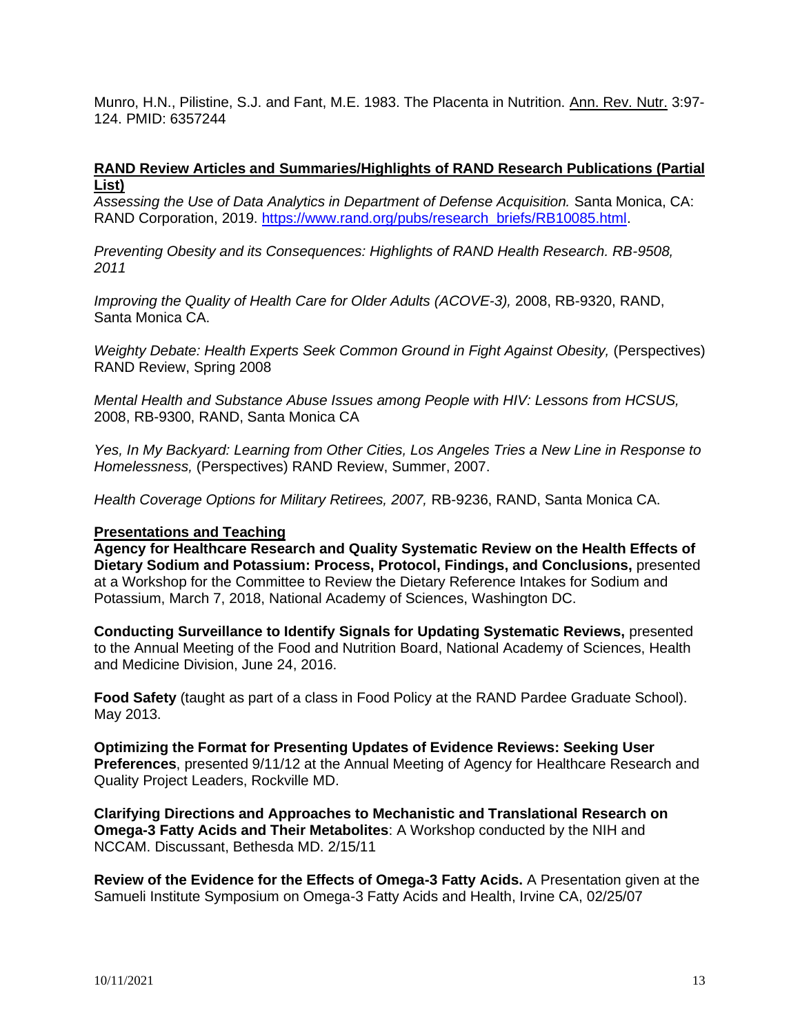Munro, H.N., Pilistine, S.J. and Fant, M.E. 1983. The Placenta in Nutrition. Ann. Rev. Nutr. 3:97-124. PMID: 6357244

## RAND Review Articles and Summaries/Highlights of RAND Research Publications (Partial List)

*Assessing the Use of Data Analytics in Department of Defense Acquisition.* Santa Monica, CA: RAND Corporation, 2019. https://www.rand.org/pubs/research_briefs/RB10085.html.

*Preventing Obesity and its Consequences: Highlights of RAND Health Research. RB-9508, 2011*

*Improving the Quality of Health Care for Older Adults (ACOVE-3),* 2008, RB-9320, RAND, Santa Monica CA.

*Weighty Debate: Health Experts Seek Common Ground in Fight Against Obesity,* (Perspectives) RAND Review, Spring 2008

*Mental Health and Substance Abuse Issues among People with HIV: Lessons from HCSUS,* 2008, RB-9300, RAND, Santa Monica CA

*Yes, In My Backyard: Learning from Other Cities, Los Angeles Tries a New Line in Response to Homelessness,* (Perspectives) RAND Review, Summer, 2007.

*Health Coverage Options for Military Retirees, 2007,* RB-9236, RAND, Santa Monica CA.

## Presentations and Teaching

**Agency for Healthcare Research and Quality Systematic Review on the Health Effects of Dietary Sodium and Potassium: Process, Protocol, Findings, and Conclusions,** presented at a Workshop for the Committee to Review the Dietary Reference Intakes for Sodium and Potassium, March 7, 2018, National Academy of Sciences, Washington DC.

**Conducting Surveillance to Identify Signals for Updating Systematic Reviews,** presented to the Annual Meeting of the Food and Nutrition Board, National Academy of Sciences, Health and Medicine Division, June 24, 2016.

**Food Safety** (taught as part of a class in Food Policy at the RAND Pardee Graduate School). May 2013.

**Optimizing the Format for Presenting Updates of Evidence Reviews: Seeking User Preferences**, presented 9/11/12 at the Annual Meeting of Agency for Healthcare Research and Quality Project Leaders, Rockville MD.

**Clarifying Directions and Approaches to Mechanistic and Translational Research on Omega-3 Fatty Acids and Their Metabolites**: A Workshop conducted by the NIH and NCCAM. Discussant, Bethesda MD. 2/15/11

**Review of the Evidence for the Effects of Omega-3 Fatty Acids.** A Presentation given at the Samueli Institute Symposium on Omega-3 Fatty Acids and Health, Irvine CA, 02/25/07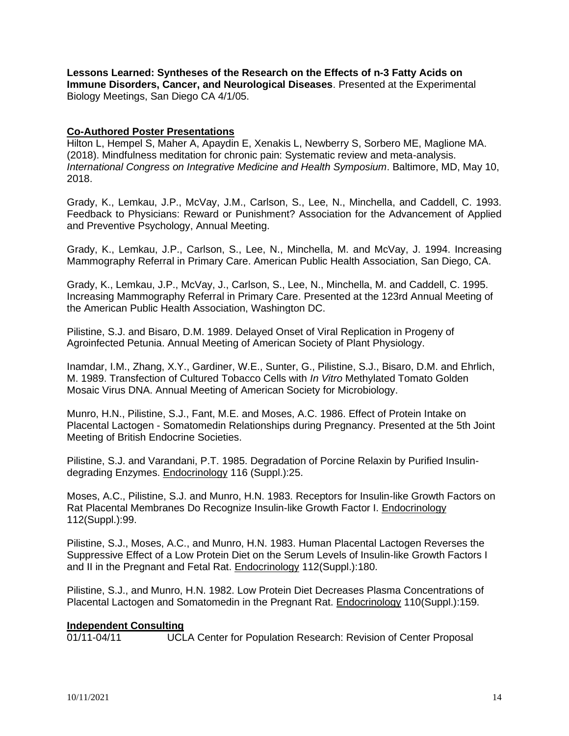**Lessons Learned: Syntheses of the Research on the Effects of n-3 Fatty Acids on Immune Disorders, Cancer, and Neurological Diseases**. Presented at the Experimental Biology Meetings, San Diego CA 4/1/05.

**<u>Co-Authored Poster Presentations</u>**

Hilton L, Hempel S, Maher A, Apaydin E, Xenakis L, Newberry S, Sorbero ME, Maglione MA. (2018). Mindfulness meditation for chronic pain: Systematic review and meta-analysis. *International Congress on Integrative Medicine and Health Symposium*. Baltimore, MD, May 10, 2018.

Grady, K., Lemkau, J.P., McVay, J.M., Carlson, S., Lee, N., Minchella, and Caddell, C. 1993. Feedback to Physicians: Reward or Punishment? Association for the Advancement of Applied and Preventive Psychology, Annual Meeting.

Grady, K., Lemkau, J.P., Carlson, S., Lee, N., Minchella, M. and McVay, J. 1994. Increasing Mammography Referral in Primary Care. American Public Health Association, San Diego, CA.

Grady, K., Lemkau, J.P., McVay, J., Carlson, S., Lee, N., Minchella, M. and Caddell, C. 1995. Increasing Mammography Referral in Primary Care. Presented at the 123rd Annual Meeting of the American Public Health Association, Washington DC.

Pilistine, S.J. and Bisaro, D.M. 1989. Delayed Onset of Viral Replication in Progeny of Agroinfected Petunia. Annual Meeting of American Society of Plant Physiology.

Inamdar, I.M., Zhang, X.Y., Gardiner, W.E., Sunter, G., Pilistine, S.J., Bisaro, D.M. and Ehrlich, M. 1989. Transfection of Cultured Tobacco Cells with *In Vitro* Methylated Tomato Golden Mosaic Virus DNA. Annual Meeting of American Society for Microbiology.

Munro, H.N., Pilistine, S.J., Fant, M.E. and Moses, A.C. 1986. Effect of Protein Intake on Placental Lactogen - Somatomedin Relationships during Pregnancy. Presented at the 5th Joint Meeting of British Endocrine Societies.

Pilistine, S.J. and Varandani, P.T. 1985. Degradation of Porcine Relaxin by Purified Insulin-degrading Enzymes. <u>Endocrinology</u> 116 (Suppl.):25.

Moses, A.C., Pilistine, S.J. and Munro, H.N. 1983. Receptors for Insulin-like Growth Factors on Rat Placental Membranes Do Recognize Insulin-like Growth Factor I. <u>Endocrinology</u> 112(Suppl.):99.

Pilistine, S.J., Moses, A.C., and Munro, H.N. 1983. Human Placental Lactogen Reverses the Suppressive Effect of a Low Protein Diet on the Serum Levels of Insulin-like Growth Factors I and II in the Pregnant and Fetal Rat. <u>Endocrinology</u> 112(Suppl.):180.

Pilistine, S.J., and Munro, H.N. 1982. Low Protein Diet Decreases Plasma Concentrations of Placental Lactogen and Somatomedin in the Pregnant Rat. <u>Endocrinology</u> 110(Suppl.):159.

**<u>Independent Consulting</u>**

01/11-04/11 UCLA Center for Population Research: Revision of Center Proposal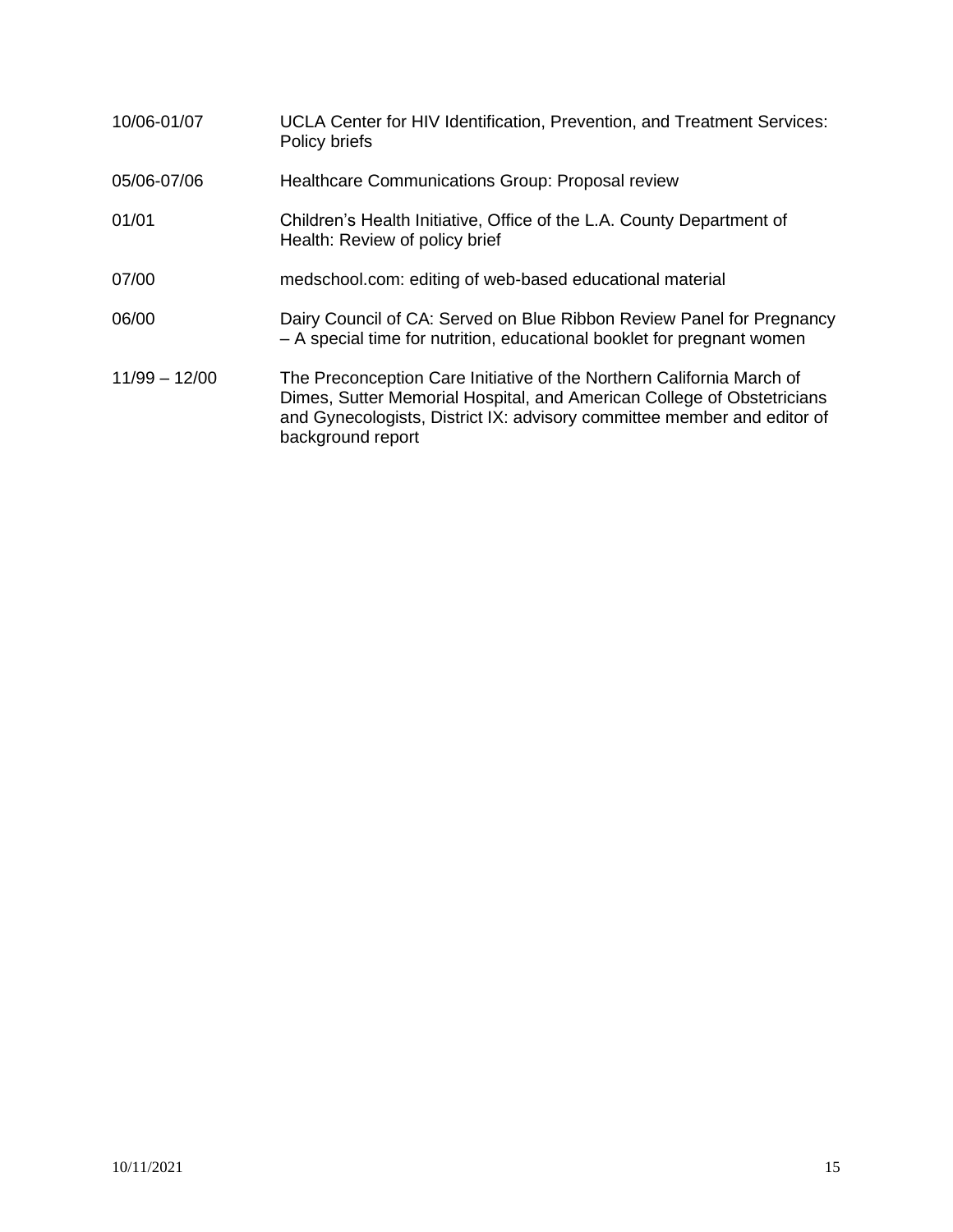| | |
|---|---|
| 10/06-01/07 | UCLA Center for HIV Identification, Prevention, and Treatment Services: Policy briefs |
| 05/06-07/06 | Healthcare Communications Group: Proposal review |
| 01/01 | Children's Health Initiative, Office of the L.A. County Department of Health: Review of policy brief |
| 07/00 | medschool.com: editing of web-based educational material |
| 06/00 | Dairy Council of CA: Served on Blue Ribbon Review Panel for Pregnancy – A special time for nutrition, educational booklet for pregnant women |
| 11/99 – 12/00 | The Preconception Care Initiative of the Northern California March of Dimes, Sutter Memorial Hospital, and American College of Obstetricians and Gynecologists, District IX: advisory committee member and editor of background report |